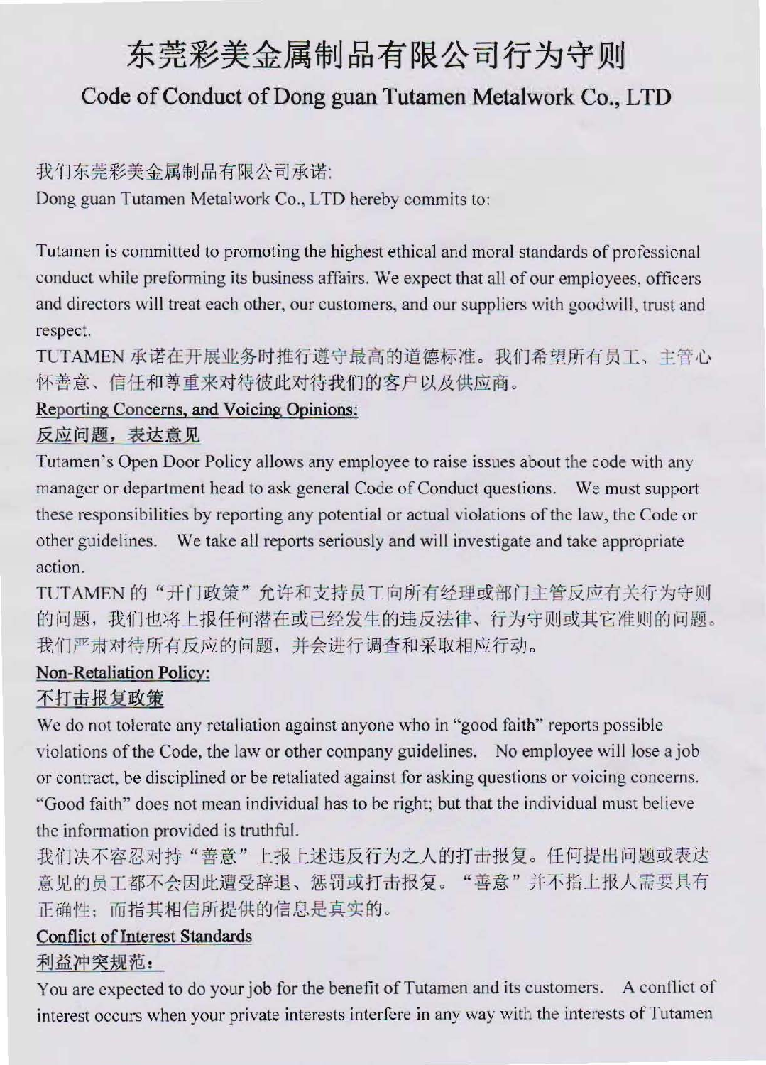# 东莞彩美金属制品有限公司行为守则

## Code of Conduct of Dong guan Tutamen Metalwork Co., LTD

我们东莞彩美金属制品有限公司承诺:

Dong guan Tutamen Metalwork Co., LTD hereby commits to:

Tutamen is committed to promoting the highest ethical and moral standards of professional conduct while preforming its business affairs. We expect that all of our employees, officers and directors will treat each other, our customers, and our suppliers with goodwill, trust and respect.

TUTAMEN 承诺在开展业务时推行遵守最高的道德标准。我们希望所有员工、主管心怀善意、信任和尊重来对待彼此对待我们的客户以及供应商。

**Reporting Concerns, and Voicing Opinions:**

**反应问题，表达意见**

Tutamen's Open Door Policy allows any employee to raise issues about the code with any manager or department head to ask general Code of Conduct questions. We must support these responsibilities by reporting any potential or actual violations of the law, the Code or other guidelines. We take all reports seriously and will investigate and take appropriate action.

TUTAMEN 的"开门政策"允许和支持员工向所有经理或部门主管反应有关行为守则的问题，我们也将上报任何潜在或已经发生的违反法律、行为守则或其它准则的问题。我们严肃对待所有反应的问题，并会进行调查和采取相应行动。

**Non-Retaliation Policy:**

**不打击报复政策**

We do not tolerate any retaliation against anyone who in "good faith" reports possible violations of the Code, the law or other company guidelines. No employee will lose a job or contract, be disciplined or be retaliated against for asking questions or voicing concerns. "Good faith" does not mean individual has to be right; but that the individual must believe the information provided is truthful.

我们决不容忍对持"善意"上报上述违反行为之人的打击报复。任何提出问题或表达意见的员工都不会因此遭受辞退、惩罚或打击报复。"善意"并不指上报人需要具有正确性；而指其相信所提供的信息是真实的。

**Conflict of Interest Standards**

**利益冲突规范：**

You are expected to do your job for the benefit of Tutamen and its customers. A conflict of interest occurs when your private interests interfere in any way with the interests of Tutamen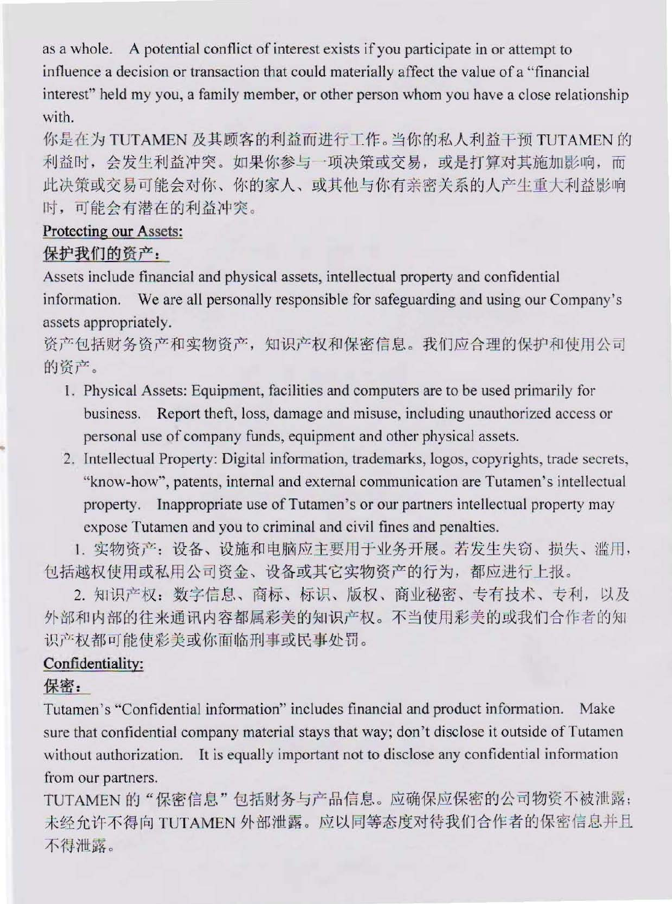as a whole. A potential conflict of interest exists if you participate in or attempt to influence a decision or transaction that could materially affect the value of a "financial interest" held my you, a family member, or other person whom you have a close relationship with.

你是在为 TUTAMEN 及其顾客的利益而进行工作。当你的私人利益干预 TUTAMEN 的利益时，会发生利益冲突。如果你参与一项决策或交易，或是打算对其施加影响，而此决策或交易可能会对你、你的家人、或其他与你有亲密关系的人产生重大利益影响时，可能会有潜在的利益冲突。

**Protecting our Assets:**

**保护我们的资产：**

Assets include financial and physical assets, intellectual property and confidential information. We are all personally responsible for safeguarding and using our Company's assets appropriately.

资产包括财务资产和实物资产，知识产权和保密信息。我们应合理的保护和使用公司的资产。

1. Physical Assets: Equipment, facilities and computers are to be used primarily for business. Report theft, loss, damage and misuse, including unauthorized access or personal use of company funds, equipment and other physical assets.
2. Intellectual Property: Digital information, trademarks, logos, copyrights, trade secrets, "know-how", patents, internal and external communication are Tutamen's intellectual property. Inappropriate use of Tutamen's or our partners intellectual property may expose Tutamen and you to criminal and civil fines and penalties.

1. 实物资产：设备、设施和电脑应主要用于业务开展。若发生失窃、损失、滥用，包括越权使用或私用公司资金、设备或其它实物资产的行为，都应进行上报。

2. 知识产权：数字信息、商标、标识、版权、商业秘密、专有技术、专利，以及外部和内部的往来通讯内容都属彩美的知识产权。不当使用彩美的或我们合作者的知识产权都可能使彩美或你面临刑事或民事处罚。

**Confidentiality:**

**保密：**

Tutamen's "Confidential information" includes financial and product information. Make sure that confidential company material stays that way; don't disclose it outside of Tutamen without authorization. It is equally important not to disclose any confidential information from our partners.

TUTAMEN 的"保密信息"包括财务与产品信息。应确保应保密的公司物资不被泄露；未经允许不得向 TUTAMEN 外部泄露。应以同等态度对待我们合作者的保密信息并且不得泄露。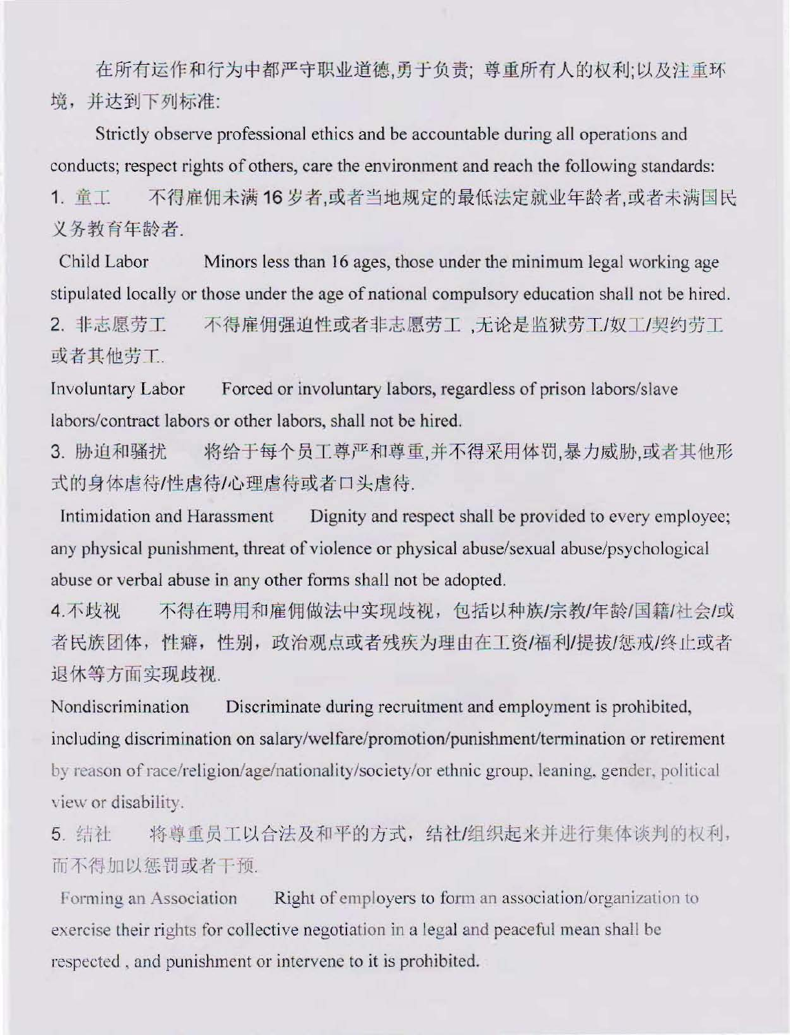在所有运作和行为中都严守职业道德,勇于负责; 尊重所有人的权利;以及注重环境，并达到下列标准:

Strictly observe professional ethics and be accountable during all operations and conducts; respect rights of others, care the environment and reach the following standards:

1. 童工　不得雇佣未满 16 岁者,或者当地规定的最低法定就业年龄者,或者未满国民义务教育年龄者.

Child Labor　Minors less than 16 ages, those under the minimum legal working age stipulated locally or those under the age of national compulsory education shall not be hired.

2. 非志愿劳工　不得雇佣强迫性或者非志愿劳工 ,无论是监狱劳工/奴工/契约劳工或者其他劳工.

Involuntary Labor　Forced or involuntary labors, regardless of prison labors/slave labors/contract labors or other labors, shall not be hired.

3. 胁迫和骚扰　将给于每个员工尊严和尊重,并不得采用体罚,暴力威胁,或者其他形式的身体虐待/性虐待/心理虐待或者口头虐待.

Intimidation and Harassment　Dignity and respect shall be provided to every employee; any physical punishment, threat of violence or physical abuse/sexual abuse/psychological abuse or verbal abuse in any other forms shall not be adopted.

4.不歧视　不得在聘用和雇佣做法中实现歧视，包括以种族/宗教/年龄/国籍/社会/或者民族团体，性癖，性别，政治观点或者残疾为理由在工资/福利/提拔/惩戒/终止或者退休等方面实现歧视.

Nondiscrimination　Discriminate during recruitment and employment is prohibited, including discrimination on salary/welfare/promotion/punishment/termination or retirement by reason of race/religion/age/nationality/society/or ethnic group, leaning, gender, political view or disability.

5. 结社　将尊重员工以合法及和平的方式，结社/组织起来并进行集体谈判的权利，而不得加以惩罚或者干预.

Forming an Association　Right of employers to form an association/organization to exercise their rights for collective negotiation in a legal and peaceful mean shall be respected , and punishment or intervene to it is prohibited.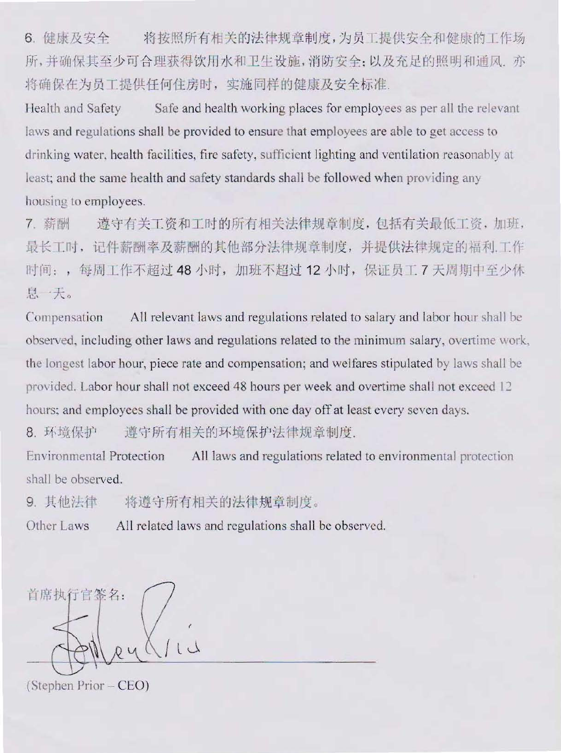6. 健康及安全　　将按照所有相关的法律规章制度，为员工提供安全和健康的工作场所，并确保其至少可合理获得饮用水和卫生设施，消防安全；以及充足的照明和通风. 亦将确保在为员工提供任何住房时，实施同样的健康及安全标准.

Health and Safety　　Safe and health working places for employees as per all the relevant laws and regulations shall be provided to ensure that employees are able to get access to drinking water, health facilities, fire safety, sufficient lighting and ventilation reasonably at least; and the same health and safety standards shall be followed when providing any housing to employees.

7. 薪酬　　遵守有关工资和工时的所有相关法律规章制度，包括有关最低工资，加班，最长工时，记件薪酬率及薪酬的其他部分法律规章制度，并提供法律规定的福利.工作时间：，每周工作不超过 48 小时，加班不超过 12 小时，保证员工 7 天周期中至少休息一天。

Compensation　　All relevant laws and regulations related to salary and labor hour shall be observed, including other laws and regulations related to the minimum salary, overtime work, the longest labor hour, piece rate and compensation; and welfares stipulated by laws shall be provided. Labor hour shall not exceed 48 hours per week and overtime shall not exceed 12 hours; and employees shall be provided with one day off at least every seven days.

8. 环境保护　　遵守所有相关的环境保护法律规章制度.

Environmental Protection　　All laws and regulations related to environmental protection shall be observed.

9. 其他法律　　将遵守所有相关的法律规章制度。

Other Laws　　All related laws and regulations shall be observed.

首席执行官签名：

______________________________

(Stephen Prior – CEO)